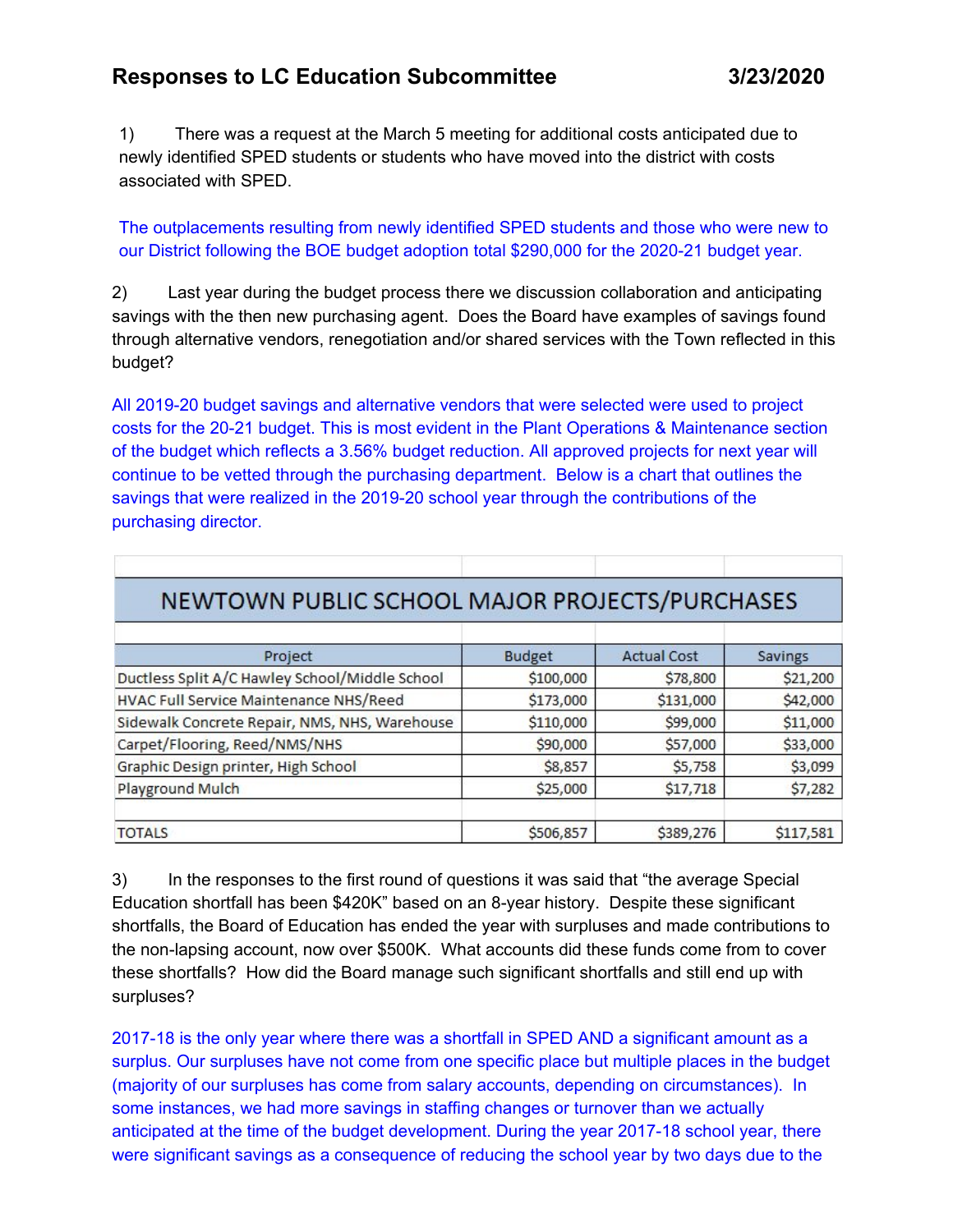# Responses to LC Education Subcommittee 3/23/2020

1) There was a request at the March 5 meeting for additional costs anticipated due to newly identified SPED students or students who have moved into the district with costs associated with SPED.

The outplacements resulting from newly identified SPED students and those who were new to our District following the BOE budget adoption total $290,000 for the 2020-21 budget year.

2) Last year during the budget process there we discussion collaboration and anticipating savings with the then new purchasing agent. Does the Board have examples of savings found through alternative vendors, renegotiation and/or shared services with the Town reflected in this budget?

All 2019-20 budget savings and alternative vendors that were selected were used to project costs for the 20-21 budget. This is most evident in the Plant Operations & Maintenance section of the budget which reflects a 3.56% budget reduction. All approved projects for next year will continue to be vetted through the purchasing department. Below is a chart that outlines the savings that were realized in the 2019-20 school year through the contributions of the purchasing director.

**NEWTOWN PUBLIC SCHOOL MAJOR PROJECTS/PURCHASES**

| Project | Budget | Actual Cost | Savings |
|---|---|---|---|
| Ductless Split A/C Hawley School/Middle School | $100,000 | $78,800 | $21,200 |
| HVAC Full Service Maintenance NHS/Reed | $173,000 | $131,000 | $42,000 |
| Sidewalk Concrete Repair, NMS, NHS, Warehouse | $110,000 | $99,000 | $11,000 |
| Carpet/Flooring, Reed/NMS/NHS | $90,000 | $57,000 | $33,000 |
| Graphic Design printer, High School | $8,857 | $5,758 | $3,099 |
| Playground Mulch | $25,000 | $17,718 | $7,282 |
| | | | |
| TOTALS | $506,857 | $389,276 | $117,581 |

3) In the responses to the first round of questions it was said that "the average Special Education shortfall has been $420K" based on an 8-year history. Despite these significant shortfalls, the Board of Education has ended the year with surpluses and made contributions to the non-lapsing account, now over $500K. What accounts did these funds come from to cover these shortfalls? How did the Board manage such significant shortfalls and still end up with surpluses?

2017-18 is the only year where there was a shortfall in SPED AND a significant amount as a surplus. Our surpluses have not come from one specific place but multiple places in the budget (majority of our surpluses has come from salary accounts, depending on circumstances). In some instances, we had more savings in staffing changes or turnover than we actually anticipated at the time of the budget development. During the year 2017-18 school year, there were significant savings as a consequence of reducing the school year by two days due to the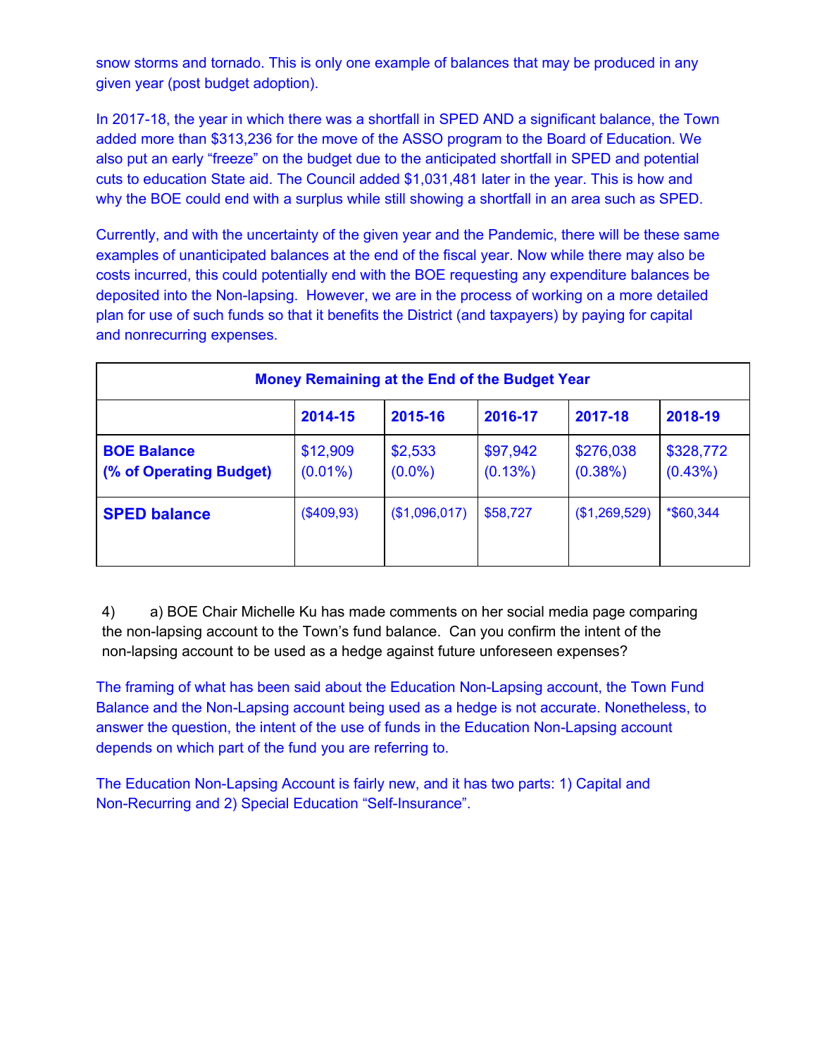snow storms and tornado. This is only one example of balances that may be produced in any given year (post budget adoption).

In 2017-18, the year in which there was a shortfall in SPED AND a significant balance, the Town added more than $313,236 for the move of the ASSO program to the Board of Education. We also put an early "freeze" on the budget due to the anticipated shortfall in SPED and potential cuts to education State aid. The Council added $1,031,481 later in the year. This is how and why the BOE could end with a surplus while still showing a shortfall in an area such as SPED.

Currently, and with the uncertainty of the given year and the Pandemic, there will be these same examples of unanticipated balances at the end of the fiscal year. Now while there may also be costs incurred, this could potentially end with the BOE requesting any expenditure balances be deposited into the Non-lapsing. However, we are in the process of working on a more detailed plan for use of such funds so that it benefits the District (and taxpayers) by paying for capital and nonrecurring expenses.

| **Money Remaining at the End of the Budget Year** | | | | | |
|---|---|---|---|---|---|
| | **2014-15** | **2015-16** | **2016-17** | **2017-18** | **2018-19** |
| **BOE Balance (% of Operating Budget)** | $12,909 (0.01%) | $2,533 (0.0%) | $97,942 (0.13%) | $276,038 (0.38%) | $328,772 (0.43%) |
| **SPED balance** | ($409,93) | ($1,096,017) | $58,727 | ($1,269,529) | *$60,344 |

4) a) BOE Chair Michelle Ku has made comments on her social media page comparing the non-lapsing account to the Town's fund balance. Can you confirm the intent of the non-lapsing account to be used as a hedge against future unforeseen expenses?

The framing of what has been said about the Education Non-Lapsing account, the Town Fund Balance and the Non-Lapsing account being used as a hedge is not accurate. Nonetheless, to answer the question, the intent of the use of funds in the Education Non-Lapsing account depends on which part of the fund you are referring to.

The Education Non-Lapsing Account is fairly new, and it has two parts: 1) Capital and Non-Recurring and 2) Special Education "Self-Insurance".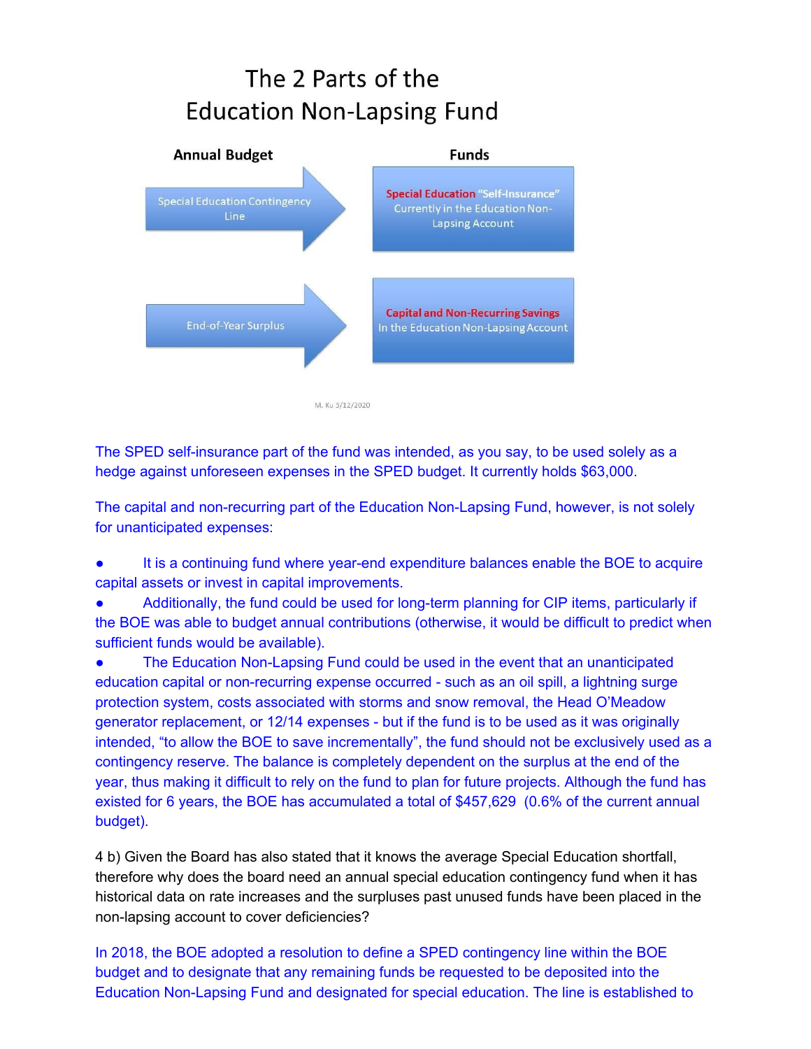# The 2 Parts of the Education Non-Lapsing Fund

| Annual Budget | Funds |
| --- | --- |
| Special Education Contingency Line | **Special Education "Self-Insurance"** Currently in the Education Non-Lapsing Account |
| End-of-Year Surplus | **Capital and Non-Recurring Savings** In the Education Non-Lapsing Account |

M. Ku 3/12/2020

The SPED self-insurance part of the fund was intended, as you say, to be used solely as a hedge against unforeseen expenses in the SPED budget. It currently holds $63,000.

The capital and non-recurring part of the Education Non-Lapsing Fund, however, is not solely for unanticipated expenses:

- It is a continuing fund where year-end expenditure balances enable the BOE to acquire capital assets or invest in capital improvements.
- Additionally, the fund could be used for long-term planning for CIP items, particularly if the BOE was able to budget annual contributions (otherwise, it would be difficult to predict when sufficient funds would be available).
- The Education Non-Lapsing Fund could be used in the event that an unanticipated education capital or non-recurring expense occurred - such as an oil spill, a lightning surge protection system, costs associated with storms and snow removal, the Head O'Meadow generator replacement, or 12/14 expenses - but if the fund is to be used as it was originally intended, "to allow the BOE to save incrementally", the fund should not be exclusively used as a contingency reserve. The balance is completely dependent on the surplus at the end of the year, thus making it difficult to rely on the fund to plan for future projects. Although the fund has existed for 6 years, the BOE has accumulated a total of $457,629 (0.6% of the current annual budget).

4 b) Given the Board has also stated that it knows the average Special Education shortfall, therefore why does the board need an annual special education contingency fund when it has historical data on rate increases and the surpluses past unused funds have been placed in the non-lapsing account to cover deficiencies?

In 2018, the BOE adopted a resolution to define a SPED contingency line within the BOE budget and to designate that any remaining funds be requested to be deposited into the Education Non-Lapsing Fund and designated for special education. The line is established to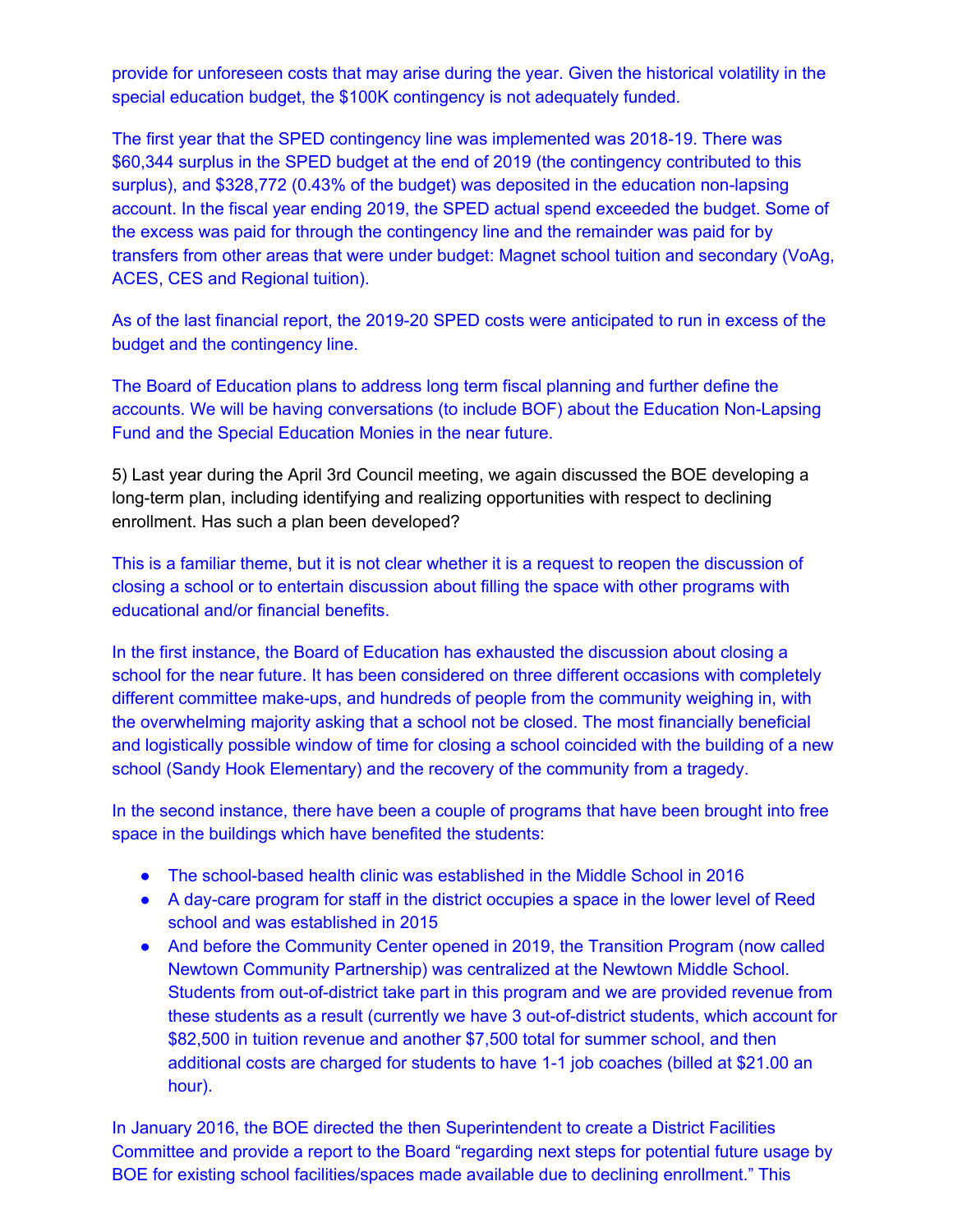provide for unforeseen costs that may arise during the year. Given the historical volatility in the special education budget, the $100K contingency is not adequately funded.

The first year that the SPED contingency line was implemented was 2018-19. There was $60,344 surplus in the SPED budget at the end of 2019 (the contingency contributed to this surplus), and $328,772 (0.43% of the budget) was deposited in the education non-lapsing account. In the fiscal year ending 2019, the SPED actual spend exceeded the budget. Some of the excess was paid for through the contingency line and the remainder was paid for by transfers from other areas that were under budget: Magnet school tuition and secondary (VoAg, ACES, CES and Regional tuition).

As of the last financial report, the 2019-20 SPED costs were anticipated to run in excess of the budget and the contingency line.

The Board of Education plans to address long term fiscal planning and further define the accounts. We will be having conversations (to include BOF) about the Education Non-Lapsing Fund and the Special Education Monies in the near future.

5) Last year during the April 3rd Council meeting, we again discussed the BOE developing a long-term plan, including identifying and realizing opportunities with respect to declining enrollment. Has such a plan been developed?

This is a familiar theme, but it is not clear whether it is a request to reopen the discussion of closing a school or to entertain discussion about filling the space with other programs with educational and/or financial benefits.

In the first instance, the Board of Education has exhausted the discussion about closing a school for the near future. It has been considered on three different occasions with completely different committee make-ups, and hundreds of people from the community weighing in, with the overwhelming majority asking that a school not be closed. The most financially beneficial and logistically possible window of time for closing a school coincided with the building of a new school (Sandy Hook Elementary) and the recovery of the community from a tragedy.

In the second instance, there have been a couple of programs that have been brought into free space in the buildings which have benefited the students:

- The school-based health clinic was established in the Middle School in 2016
- A day-care program for staff in the district occupies a space in the lower level of Reed school and was established in 2015
- And before the Community Center opened in 2019, the Transition Program (now called Newtown Community Partnership) was centralized at the Newtown Middle School. Students from out-of-district take part in this program and we are provided revenue from these students as a result (currently we have 3 out-of-district students, which account for $82,500 in tuition revenue and another $7,500 total for summer school, and then additional costs are charged for students to have 1-1 job coaches (billed at $21.00 an hour).

In January 2016, the BOE directed the then Superintendent to create a District Facilities Committee and provide a report to the Board "regarding next steps for potential future usage by BOE for existing school facilities/spaces made available due to declining enrollment." This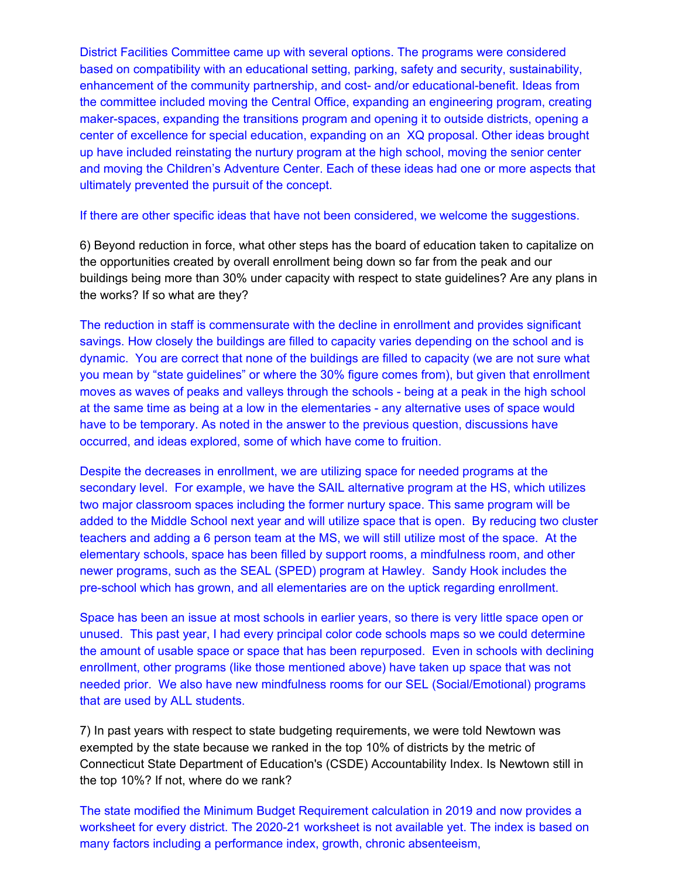District Facilities Committee came up with several options. The programs were considered based on compatibility with an educational setting, parking, safety and security, sustainability, enhancement of the community partnership, and cost- and/or educational-benefit. Ideas from the committee included moving the Central Office, expanding an engineering program, creating maker-spaces, expanding the transitions program and opening it to outside districts, opening a center of excellence for special education, expanding on an XQ proposal. Other ideas brought up have included reinstating the nurtury program at the high school, moving the senior center and moving the Children's Adventure Center. Each of these ideas had one or more aspects that ultimately prevented the pursuit of the concept.

If there are other specific ideas that have not been considered, we welcome the suggestions.

6) Beyond reduction in force, what other steps has the board of education taken to capitalize on the opportunities created by overall enrollment being down so far from the peak and our buildings being more than 30% under capacity with respect to state guidelines? Are any plans in the works? If so what are they?

The reduction in staff is commensurate with the decline in enrollment and provides significant savings. How closely the buildings are filled to capacity varies depending on the school and is dynamic. You are correct that none of the buildings are filled to capacity (we are not sure what you mean by "state guidelines" or where the 30% figure comes from), but given that enrollment moves as waves of peaks and valleys through the schools - being at a peak in the high school at the same time as being at a low in the elementaries - any alternative uses of space would have to be temporary. As noted in the answer to the previous question, discussions have occurred, and ideas explored, some of which have come to fruition.

Despite the decreases in enrollment, we are utilizing space for needed programs at the secondary level. For example, we have the SAIL alternative program at the HS, which utilizes two major classroom spaces including the former nurtury space. This same program will be added to the Middle School next year and will utilize space that is open. By reducing two cluster teachers and adding a 6 person team at the MS, we will still utilize most of the space. At the elementary schools, space has been filled by support rooms, a mindfulness room, and other newer programs, such as the SEAL (SPED) program at Hawley. Sandy Hook includes the pre-school which has grown, and all elementaries are on the uptick regarding enrollment.

Space has been an issue at most schools in earlier years, so there is very little space open or unused. This past year, I had every principal color code schools maps so we could determine the amount of usable space or space that has been repurposed. Even in schools with declining enrollment, other programs (like those mentioned above) have taken up space that was not needed prior. We also have new mindfulness rooms for our SEL (Social/Emotional) programs that are used by ALL students.

7) In past years with respect to state budgeting requirements, we were told Newtown was exempted by the state because we ranked in the top 10% of districts by the metric of Connecticut State Department of Education's (CSDE) Accountability Index. Is Newtown still in the top 10%? If not, where do we rank?

The state modified the Minimum Budget Requirement calculation in 2019 and now provides a worksheet for every district. The 2020-21 worksheet is not available yet. The index is based on many factors including a performance index, growth, chronic absenteeism,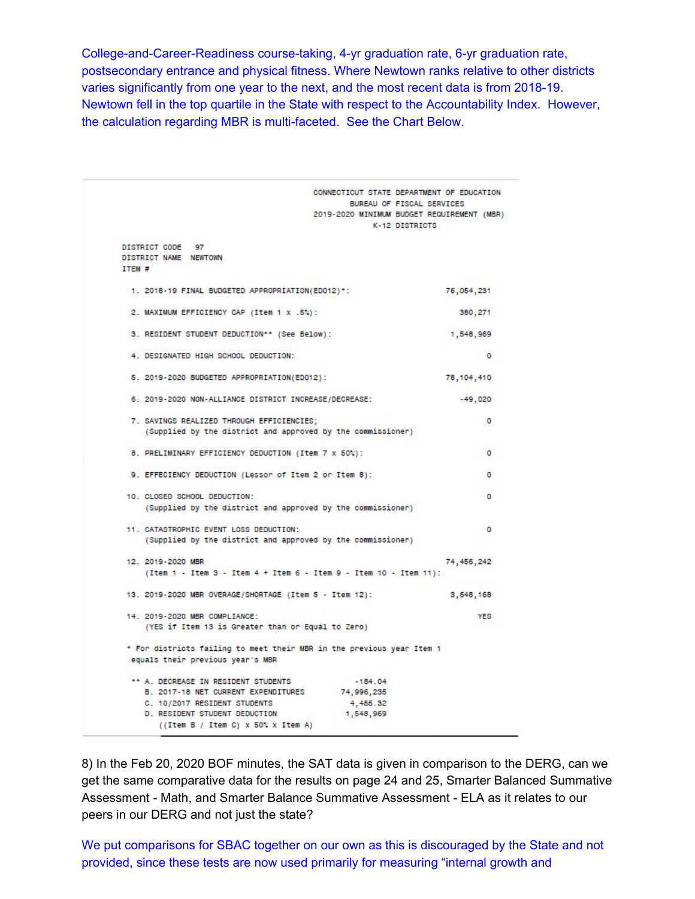College-and-Career-Readiness course-taking, 4-yr graduation rate, 6-yr graduation rate, postsecondary entrance and physical fitness. Where Newtown ranks relative to other districts varies significantly from one year to the next, and the most recent data is from 2018-19. Newtown fell in the top quartile in the State with respect to the Accountability Index. However, the calculation regarding MBR is multi-faceted. See the Chart Below.

CONNECTICUT STATE DEPARTMENT OF EDUCATION
BUREAU OF FISCAL SERVICES
2019-2020 MINIMUM BUDGET REQUIREMENT (MBR)
K-12 DISTRICTS

DISTRICT CODE 97
DISTRICT NAME NEWTOWN

| ITEM # | | |
|---|---|---|
| 1. | 2018-19 FINAL BUDGETED APPROPRIATION(ED012)*: | 76,054,231 |
| 2. | MAXIMUM EFFICIENCY CAP (Item 1 x .5%): | 380,271 |
| 3. | RESIDENT STUDENT DEDUCTION** (See Below): | 1,548,969 |
| 4. | DESIGNATED HIGH SCHOOL DEDUCTION: | 0 |
| 5. | 2019-2020 BUDGETED APPROPRIATION(ED012): | 78,104,410 |
| 6. | 2019-2020 NON-ALLIANCE DISTRICT INCREASE/DECREASE: | -49,020 |
| 7. | SAVINGS REALIZED THROUGH EFFICIENCIES; (Supplied by the district and approved by the commissioner) | 0 |
| 8. | PRELIMINARY EFFICIENCY DEDUCTION (Item 7 x 50%): | 0 |
| 9. | EFFECIENCY DEDUCTION (Lessor of Item 2 or Item 8): | 0 |
| 10. | CLOSED SCHOOL DEDUCTION: (Supplied by the district and approved by the commissioner) | 0 |
| 11. | CATASTROPHIC EVENT LOSS DEDUCTION: (Supplied by the district and approved by the commissioner) | 0 |
| 12. | 2019-2020 MBR (Item 1 - Item 3 - Item 4 + Item 6 - Item 9 - Item 10 - Item 11): | 74,456,242 |
| 13. | 2019-2020 MBR OVERAGE/SHORTAGE (Item 5 - Item 12): | 3,648,168 |
| 14. | 2019-2020 MBR COMPLIANCE: (YES if Item 13 is Greater than or Equal to Zero) | YES |

\* For districts failing to meet their MBR in the previous year Item 1 equals their previous year's MBR

| ** | | |
|---|---|---|
| A. | DECREASE IN RESIDENT STUDENTS | -184.04 |
| B. | 2017-18 NET CURRENT EXPENDITURES | 74,996,235 |
| C. | 10/2017 RESIDENT STUDENTS | 4,455.32 |
| D. | RESIDENT STUDENT DEDUCTION ((Item B / Item C) x 50% x Item A) | 1,548,969 |

8) In the Feb 20, 2020 BOF minutes, the SAT data is given in comparison to the DERG, can we get the same comparative data for the results on page 24 and 25, Smarter Balanced Summative Assessment - Math, and Smarter Balance Summative Assessment - ELA as it relates to our peers in our DERG and not just the state?

We put comparisons for SBAC together on our own as this is discouraged by the State and not provided, since these tests are now used primarily for measuring "internal growth and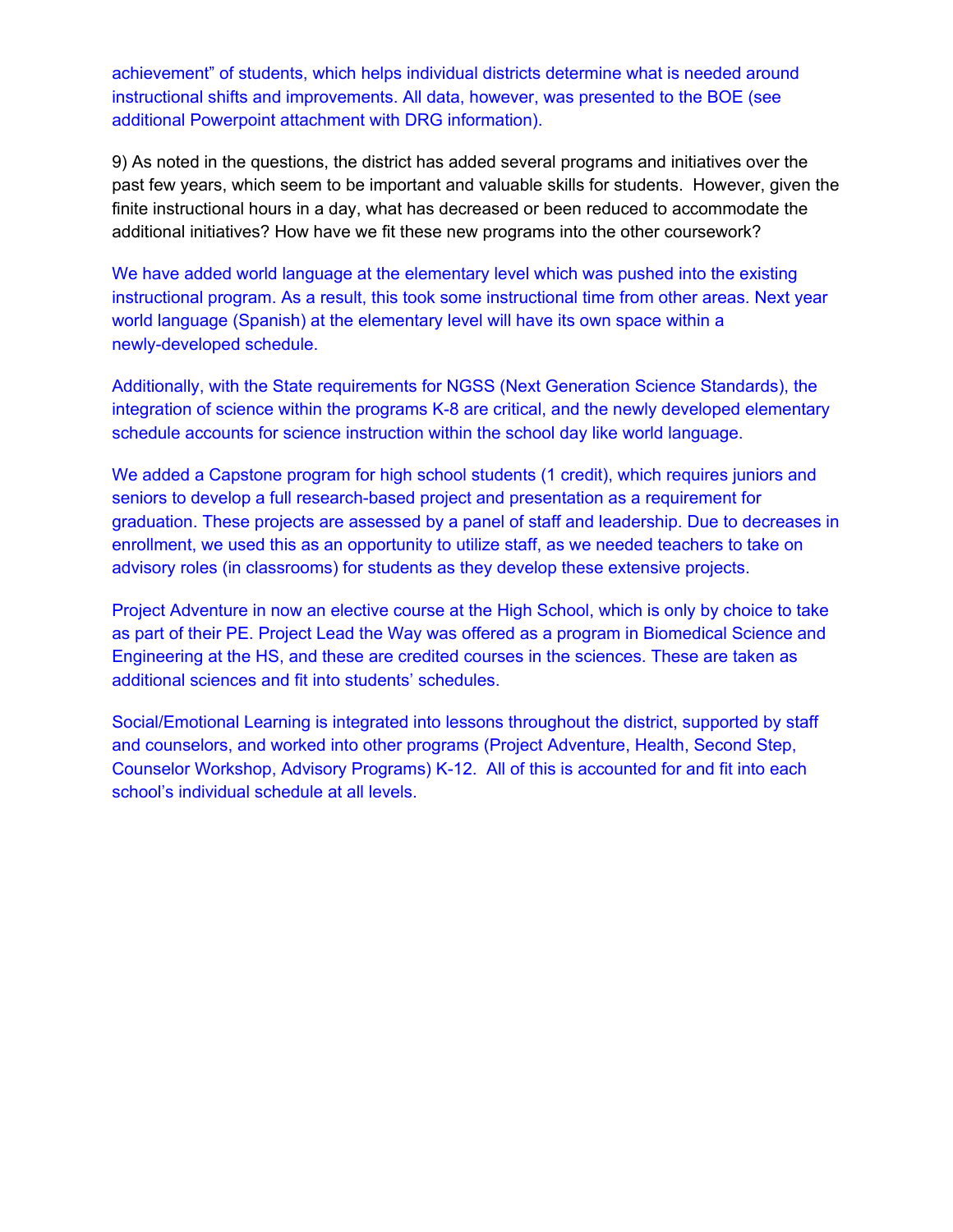achievement" of students, which helps individual districts determine what is needed around instructional shifts and improvements. All data, however, was presented to the BOE (see additional Powerpoint attachment with DRG information).

9) As noted in the questions, the district has added several programs and initiatives over the past few years, which seem to be important and valuable skills for students. However, given the finite instructional hours in a day, what has decreased or been reduced to accommodate the additional initiatives? How have we fit these new programs into the other coursework?

We have added world language at the elementary level which was pushed into the existing instructional program. As a result, this took some instructional time from other areas. Next year world language (Spanish) at the elementary level will have its own space within a newly-developed schedule.

Additionally, with the State requirements for NGSS (Next Generation Science Standards), the integration of science within the programs K-8 are critical, and the newly developed elementary schedule accounts for science instruction within the school day like world language.

We added a Capstone program for high school students (1 credit), which requires juniors and seniors to develop a full research-based project and presentation as a requirement for graduation. These projects are assessed by a panel of staff and leadership. Due to decreases in enrollment, we used this as an opportunity to utilize staff, as we needed teachers to take on advisory roles (in classrooms) for students as they develop these extensive projects.

Project Adventure in now an elective course at the High School, which is only by choice to take as part of their PE. Project Lead the Way was offered as a program in Biomedical Science and Engineering at the HS, and these are credited courses in the sciences. These are taken as additional sciences and fit into students' schedules.

Social/Emotional Learning is integrated into lessons throughout the district, supported by staff and counselors, and worked into other programs (Project Adventure, Health, Second Step, Counselor Workshop, Advisory Programs) K-12. All of this is accounted for and fit into each school's individual schedule at all levels.